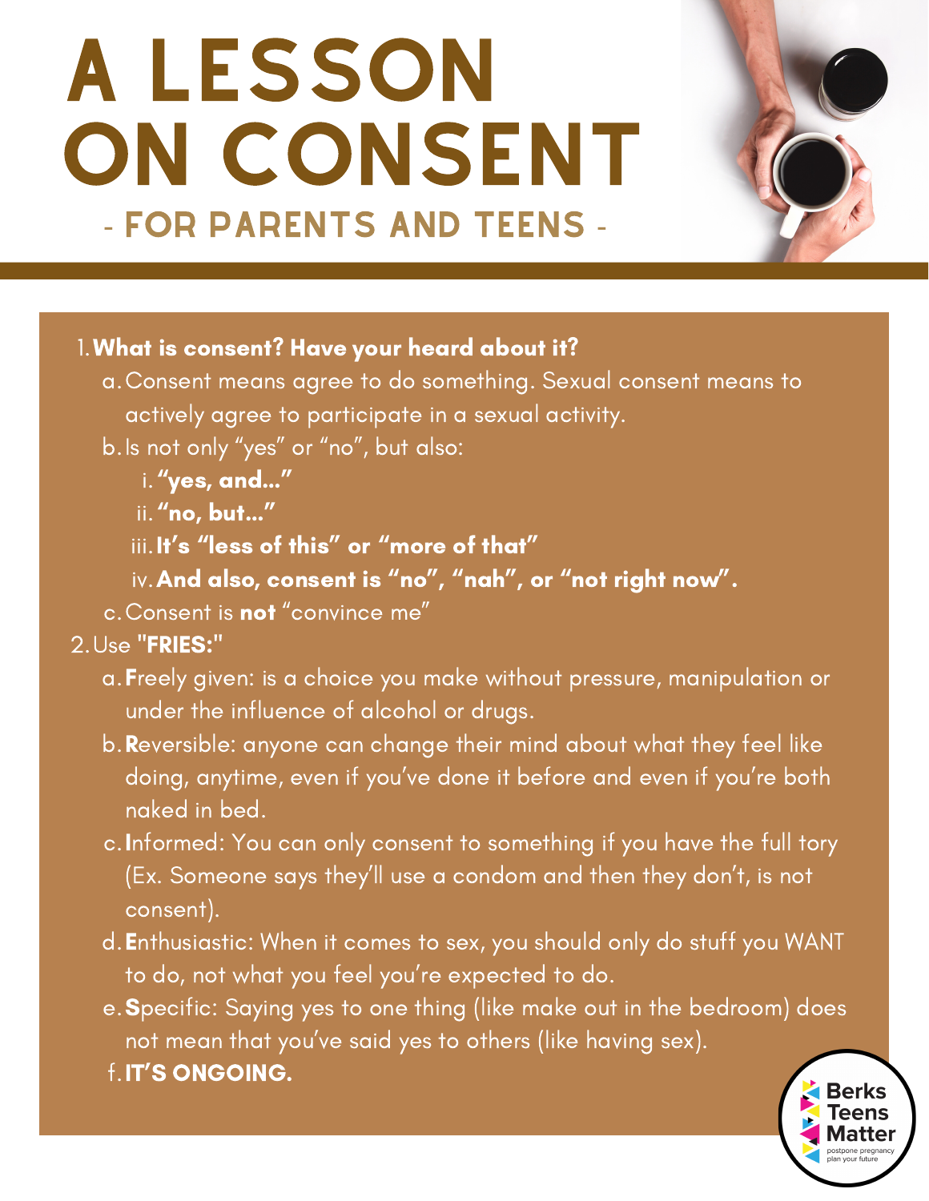# A LESSON ON CONSENT

## - FOR PARENTS AND TEENS -

1. **What is consent? Have your heard about it?**
   a. Consent means agree to do something. Sexual consent means to actively agree to participate in a sexual activity.
   b. Is not only "yes" or "no", but also:
      i. **"yes, and..."**
      ii. **"no, but..."**
      iii. **It's "less of this" or "more of that"**
      iv. **And also, consent is "no", "nah", or "not right now".**
   c. Consent is **not** "convince me"
2. Use **"FRIES:"**
   a. **F**reely given: is a choice you make without pressure, manipulation or under the influence of alcohol or drugs.
   b. **R**eversible: anyone can change their mind about what they feel like doing, anytime, even if you've done it before and even if you're both naked in bed.
   c. **I**nformed: You can only consent to something if you have the full tory (Ex. Someone says they'll use a condom and then they don't, is not consent).
   d. **E**nthusiastic: When it comes to sex, you should only do stuff you WANT to do, not what you feel you're expected to do.
   e. **S**pecific: Saying yes to one thing (like make out in the bedroom) does not mean that you've said yes to others (like having sex).
   f. **IT'S ONGOING.**

Berks Teens Matter
postpone pregnancy
plan your future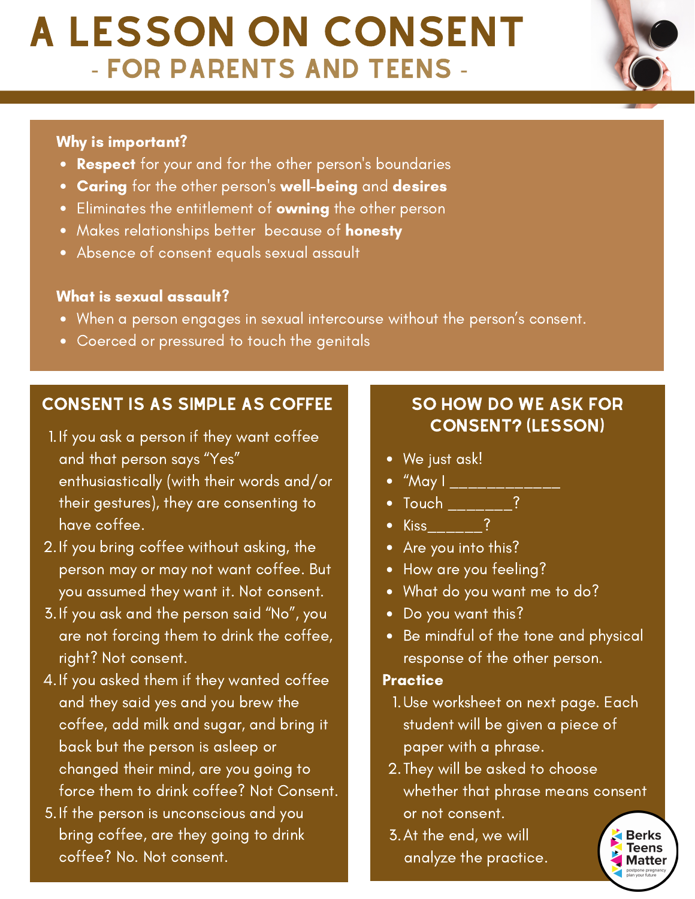# A LESSON ON CONSENT

## - FOR PARENTS AND TEENS -

**Why is important?**

- **Respect** for your and for the other person's boundaries
- **Caring** for the other person's **well-being** and **desires**
- Eliminates the entitlement of **owning** the other person
- Makes relationships better because of **honesty**
- Absence of consent equals sexual assault

**What is sexual assault?**

- When a person engages in sexual intercourse without the person's consent.
- Coerced or pressured to touch the genitals

## CONSENT IS AS SIMPLE AS COFFEE

1. If you ask a person if they want coffee and that person says "Yes" enthusiastically (with their words and/or their gestures), they are consenting to have coffee.
2. If you bring coffee without asking, the person may or may not want coffee. But you assumed they want it. Not consent.
3. If you ask and the person said "No", you are not forcing them to drink the coffee, right? Not consent.
4. If you asked them if they wanted coffee and they said yes and you brew the coffee, add milk and sugar, and bring it back but the person is asleep or changed their mind, are you going to force them to drink coffee? Not Consent.
5. If the person is unconscious and you bring coffee, are they going to drink coffee? No. Not consent.

## SO HOW DO WE ASK FOR CONSENT? (LESSON)

- We just ask!
- "May I ____________
- Touch _______?
- Kiss______?
- Are you into this?
- How are you feeling?
- What do you want me to do?
- Do you want this?
- Be mindful of the tone and physical response of the other person.

**Practice**

1. Use worksheet on next page. Each student will be given a piece of paper with a phrase.
2. They will be asked to choose whether that phrase means consent or not consent.
3. At the end, we will analyze the practice.

Berks Teens Matter
postpone pregnancy
plan your future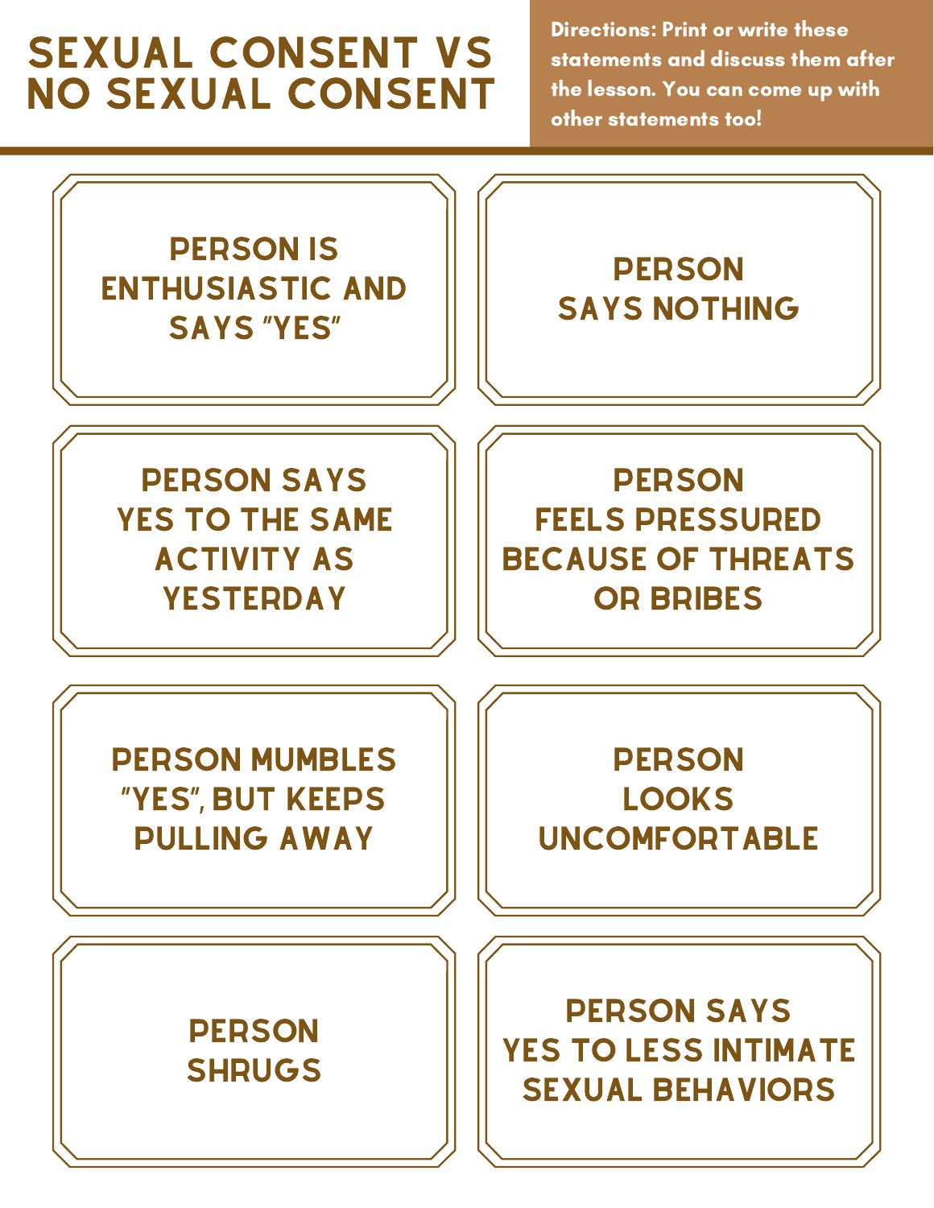# SEXUAL CONSENT VS NO SEXUAL CONSENT

**Directions: Print or write these statements and discuss them after the lesson. You can come up with other statements too!**

PERSON IS ENTHUSIASTIC AND SAYS "YES"

PERSON SAYS NOTHING

PERSON SAYS YES TO THE SAME ACTIVITY AS YESTERDAY

PERSON FEELS PRESSURED BECAUSE OF THREATS OR BRIBES

PERSON MUMBLES "YES", BUT KEEPS PULLING AWAY

PERSON LOOKS UNCOMFORTABLE

PERSON SHRUGS

PERSON SAYS YES TO LESS INTIMATE SEXUAL BEHAVIORS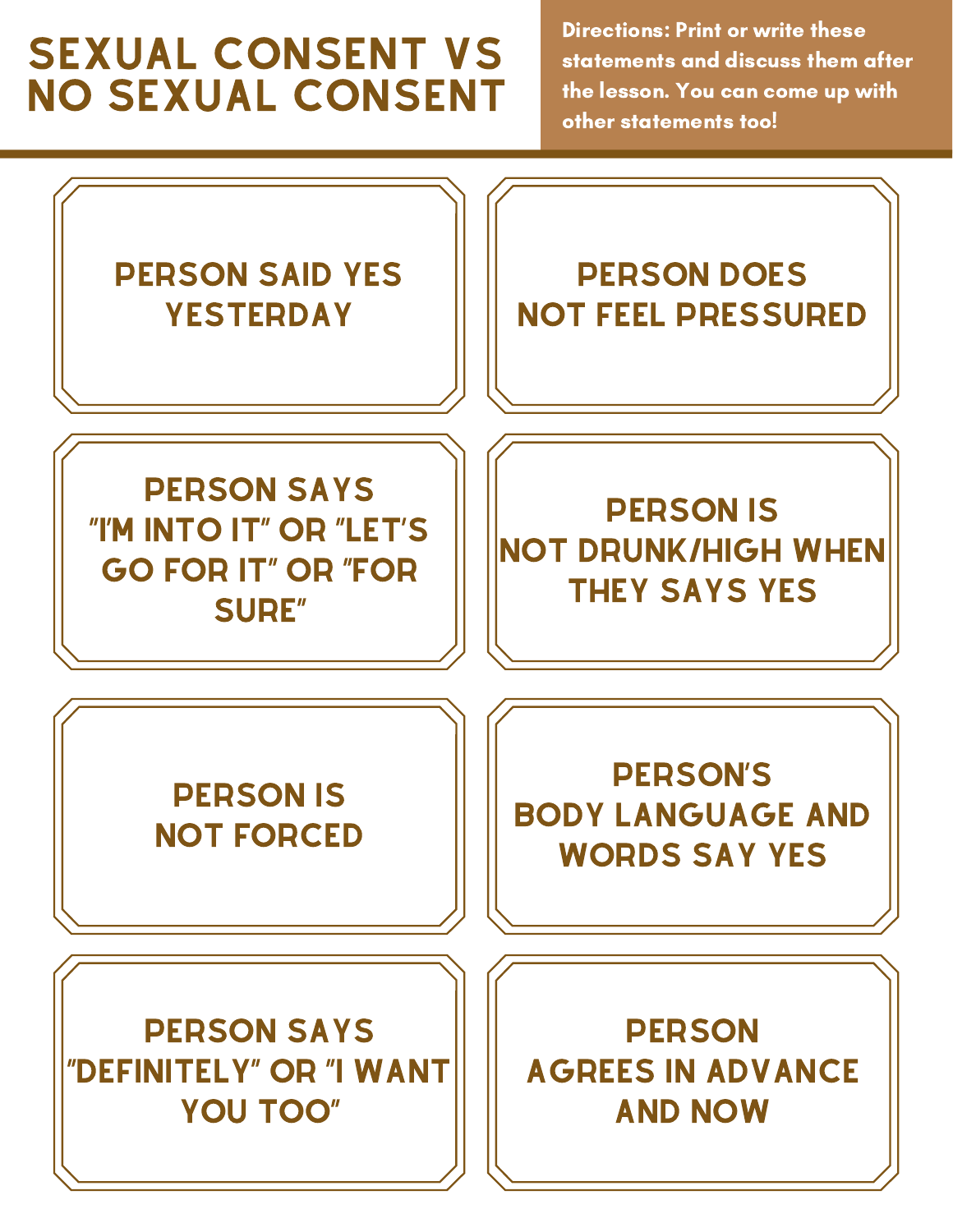# SEXUAL CONSENT VS NO SEXUAL CONSENT

**Directions: Print or write these statements and discuss them after the lesson. You can come up with other statements too!**

PERSON SAID YES YESTERDAY

PERSON DOES NOT FEEL PRESSURED

PERSON SAYS "I'M INTO IT" OR "LET'S GO FOR IT" OR "FOR SURE"

PERSON IS NOT DRUNK/HIGH WHEN THEY SAYS YES

PERSON IS NOT FORCED

PERSON'S BODY LANGUAGE AND WORDS SAY YES

PERSON SAYS "DEFINITELY" OR "I WANT YOU TOO"

PERSON AGREES IN ADVANCE AND NOW